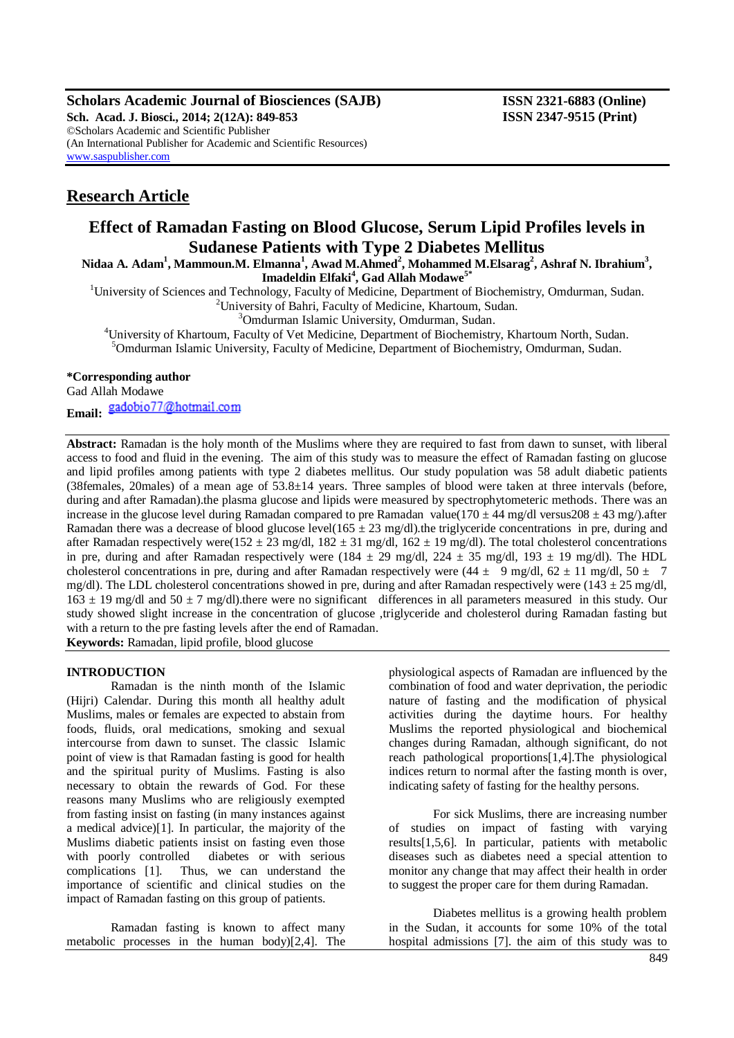**Scholars Academic Journal of Biosciences (SAJB)**
**Sch. Acad. J. Biosci., 2014; 2(12A): 849-853**
©Scholars Academic and Scientific Publisher
(An International Publisher for Academic and Scientific Resources)
www.saspublisher.com

**ISSN 2321-6883 (Online)**
**ISSN 2347-9515 (Print)**

## Research Article

# Effect of Ramadan Fasting on Blood Glucose, Serum Lipid Profiles levels in Sudanese Patients with Type 2 Diabetes Mellitus

**Nidaa A. Adam[1], Mammoun.M. Elmanna[1], Awad M.Ahmed[2], Mohammed M.Elsarag[2], Ashraf N. Ibrahium[3], Imadeldin Elfaki[4], Gad Allah Modawe[5*]**

[1]University of Sciences and Technology, Faculty of Medicine, Department of Biochemistry, Omdurman, Sudan.
[2]University of Bahri, Faculty of Medicine, Khartoum, Sudan.
[3]Omdurman Islamic University, Omdurman, Sudan.
[4]University of Khartoum, Faculty of Vet Medicine, Department of Biochemistry, Khartoum North, Sudan.
[5]Omdurman Islamic University, Faculty of Medicine, Department of Biochemistry, Omdurman, Sudan.

**\*Corresponding author**
Gad Allah Modawe
**Email:** gadobio77@hotmail.com

**Abstract:** Ramadan is the holy month of the Muslims where they are required to fast from dawn to sunset, with liberal access to food and fluid in the evening. The aim of this study was to measure the effect of Ramadan fasting on glucose and lipid profiles among patients with type 2 diabetes mellitus. Our study population was 58 adult diabetic patients (38females, 20males) of a mean age of 53.8±14 years. Three samples of blood were taken at three intervals (before, during and after Ramadan).the plasma glucose and lipids were measured by spectrophytometeric methods. There was an increase in the glucose level during Ramadan compared to pre Ramadan value(170 ± 44 mg/dl versus208 ± 43 mg/).after Ramadan there was a decrease of blood glucose level(165 ± 23 mg/dl).the triglyceride concentrations in pre, during and after Ramadan respectively were(152 ± 23 mg/dl, 182 ± 31 mg/dl, 162 ± 19 mg/dl). The total cholesterol concentrations in pre, during and after Ramadan respectively were (184 ± 29 mg/dl, 224 ± 35 mg/dl, 193 ± 19 mg/dl). The HDL cholesterol concentrations in pre, during and after Ramadan respectively were (44 ± 9 mg/dl, 62 ± 11 mg/dl, 50 ± 7 mg/dl). The LDL cholesterol concentrations showed in pre, during and after Ramadan respectively were (143 ± 25 mg/dl, 163 ± 19 mg/dl and 50 ± 7 mg/dl).there were no significant differences in all parameters measured in this study. Our study showed slight increase in the concentration of glucose ,triglyceride and cholesterol during Ramadan fasting but with a return to the pre fasting levels after the end of Ramadan.

**Keywords:** Ramadan, lipid profile, blood glucose

### INTRODUCTION

Ramadan is the ninth month of the Islamic (Hijri) Calendar. During this month all healthy adult Muslims, males or females are expected to abstain from foods, fluids, oral medications, smoking and sexual intercourse from dawn to sunset. The classic Islamic point of view is that Ramadan fasting is good for health and the spiritual purity of Muslims. Fasting is also necessary to obtain the rewards of God. For these reasons many Muslims who are religiously exempted from fasting insist on fasting (in many instances against a medical advice)[1]. In particular, the majority of the Muslims diabetic patients insist on fasting even those with poorly controlled diabetes or with serious complications [1]. Thus, we can understand the importance of scientific and clinical studies on the impact of Ramadan fasting on this group of patients.

Ramadan fasting is known to affect many metabolic processes in the human body)[2,4]. The physiological aspects of Ramadan are influenced by the combination of food and water deprivation, the periodic nature of fasting and the modification of physical activities during the daytime hours. For healthy Muslims the reported physiological and biochemical changes during Ramadan, although significant, do not reach pathological proportions[1,4].The physiological indices return to normal after the fasting month is over, indicating safety of fasting for the healthy persons.

For sick Muslims, there are increasing number of studies on impact of fasting with varying results[1,5,6]. In particular, patients with metabolic diseases such as diabetes need a special attention to monitor any change that may affect their health in order to suggest the proper care for them during Ramadan.

Diabetes mellitus is a growing health problem in the Sudan, it accounts for some 10% of the total hospital admissions [7]. the aim of this study was to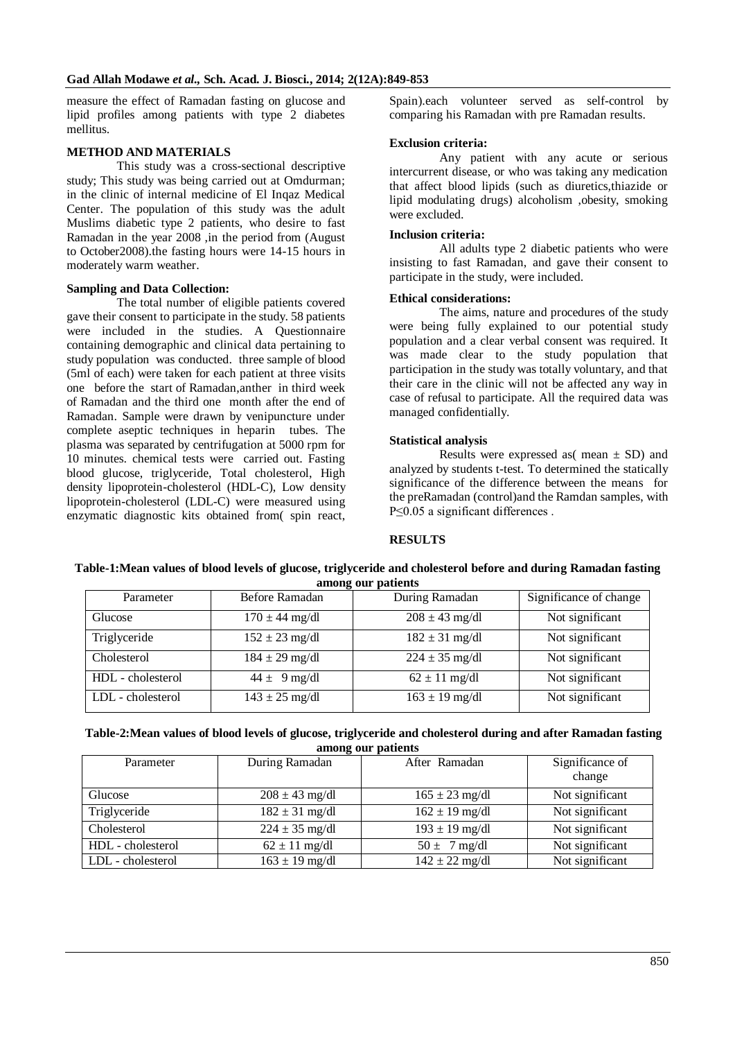measure the effect of Ramadan fasting on glucose and lipid profiles among patients with type 2 diabetes mellitus.

## METHOD AND MATERIALS

This study was a cross-sectional descriptive study; This study was being carried out at Omdurman; in the clinic of internal medicine of El Inqaz Medical Center. The population of this study was the adult Muslims diabetic type 2 patients, who desire to fast Ramadan in the year 2008 ,in the period from (August to October2008).the fasting hours were 14-15 hours in moderately warm weather.

### Sampling and Data Collection:

The total number of eligible patients covered gave their consent to participate in the study. 58 patients were included in the studies. A Questionnaire containing demographic and clinical data pertaining to study population was conducted. three sample of blood (5ml of each) were taken for each patient at three visits one before the start of Ramadan,anther in third week of Ramadan and the third one month after the end of Ramadan. Sample were drawn by venipuncture under complete aseptic techniques in heparin tubes. The plasma was separated by centrifugation at 5000 rpm for 10 minutes. chemical tests were carried out. Fasting blood glucose, triglyceride, Total cholesterol, High density lipoprotein-cholesterol (HDL-C), Low density lipoprotein-cholesterol (LDL-C) were measured using enzymatic diagnostic kits obtained from( spin react, Spain).each volunteer served as self-control by comparing his Ramadan with pre Ramadan results.

### Exclusion criteria:

Any patient with any acute or serious intercurrent disease, or who was taking any medication that affect blood lipids (such as diuretics,thiazide or lipid modulating drugs) alcoholism ,obesity, smoking were excluded.

### Inclusion criteria:

All adults type 2 diabetic patients who were insisting to fast Ramadan, and gave their consent to participate in the study, were included.

### Ethical considerations:

The aims, nature and procedures of the study were being fully explained to our potential study population and a clear verbal consent was required. It was made clear to the study population that participation in the study was totally voluntary, and that their care in the clinic will not be affected any way in case of refusal to participate. All the required data was managed confidentially.

### Statistical analysis

Results were expressed as( mean ± SD) and analyzed by students t-test. To determined the statically significance of the difference between the means for the preRamadan (control)and the Ramdan samples, with P≤0.05 a significant differences .

## RESULTS

**Table-1:Mean values of blood levels of glucose, triglyceride and cholesterol before and during Ramadan fasting among our patients**

| Parameter | Before Ramadan | During Ramadan | Significance of change |
|---|---|---|---|
| Glucose | 170 ± 44 mg/dl | 208 ± 43 mg/dl | Not significant |
| Triglyceride | 152 ± 23 mg/dl | 182 ± 31 mg/dl | Not significant |
| Cholesterol | 184 ± 29 mg/dl | 224 ± 35 mg/dl | Not significant |
| HDL - cholesterol | 44 ± 9 mg/dl | 62 ± 11 mg/dl | Not significant |
| LDL - cholesterol | 143 ± 25 mg/dl | 163 ± 19 mg/dl | Not significant |

**Table-2:Mean values of blood levels of glucose, triglyceride and cholesterol during and after Ramadan fasting among our patients**

| Parameter | During Ramadan | After Ramadan | Significance of change |
|---|---|---|---|
| Glucose | 208 ± 43 mg/dl | 165 ± 23 mg/dl | Not significant |
| Triglyceride | 182 ± 31 mg/dl | 162 ± 19 mg/dl | Not significant |
| Cholesterol | 224 ± 35 mg/dl | 193 ± 19 mg/dl | Not significant |
| HDL - cholesterol | 62 ± 11 mg/dl | 50 ± 7 mg/dl | Not significant |
| LDL - cholesterol | 163 ± 19 mg/dl | 142 ± 22 mg/dl | Not significant |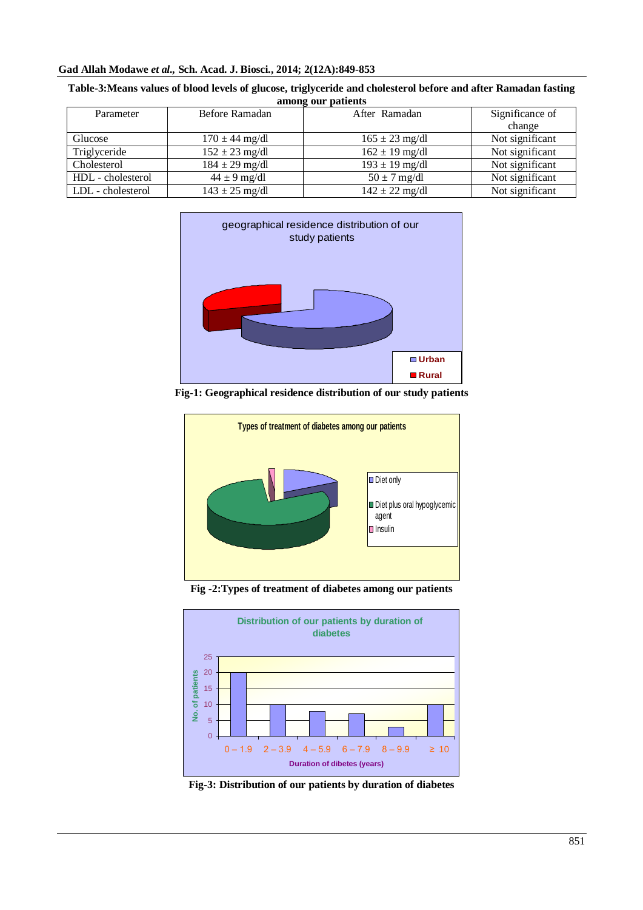**Table-3: Means values of blood levels of glucose, triglyceride and cholesterol before and after Ramadan fasting among our patients**

| Parameter | Before Ramadan | After Ramadan | Significance of change |
|---|---|---|---|
| Glucose | 170 ± 44 mg/dl | 165 ± 23 mg/dl | Not significant |
| Triglyceride | 152 ± 23 mg/dl | 162 ± 19 mg/dl | Not significant |
| Cholesterol | 184 ± 29 mg/dl | 193 ± 19 mg/dl | Not significant |
| HDL - cholesterol | 44 ± 9 mg/dl | 50 ± 7 mg/dl | Not significant |
| LDL - cholesterol | 143 ± 25 mg/dl | 142 ± 22 mg/dl | Not significant |

**Fig-1: Geographical residence distribution of our study patients**

**Fig -2: Types of treatment of diabetes among our patients**

**Fig-3: Distribution of our patients by duration of diabetes**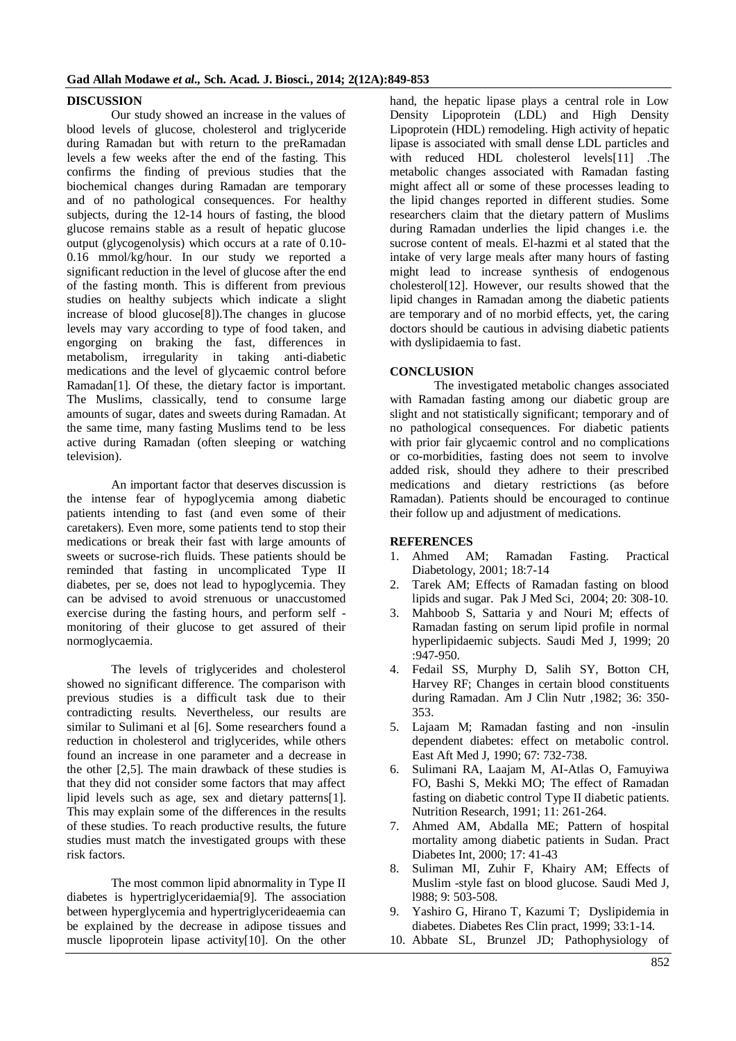## DISCUSSION

Our study showed an increase in the values of blood levels of glucose, cholesterol and triglyceride during Ramadan but with return to the preRamadan levels a few weeks after the end of the fasting. This confirms the finding of previous studies that the biochemical changes during Ramadan are temporary and of no pathological consequences. For healthy subjects, during the 12-14 hours of fasting, the blood glucose remains stable as a result of hepatic glucose output (glycogenolysis) which occurs at a rate of 0.10-0.16 mmol/kg/hour. In our study we reported a significant reduction in the level of glucose after the end of the fasting month. This is different from previous studies on healthy subjects which indicate a slight increase of blood glucose[8]).The changes in glucose levels may vary according to type of food taken, and engorging on braking the fast, differences in metabolism, irregularity in taking anti-diabetic medications and the level of glycaemic control before Ramadan[1]. Of these, the dietary factor is important. The Muslims, classically, tend to consume large amounts of sugar, dates and sweets during Ramadan. At the same time, many fasting Muslims tend to be less active during Ramadan (often sleeping or watching television).

An important factor that deserves discussion is the intense fear of hypoglycemia among diabetic patients intending to fast (and even some of their caretakers). Even more, some patients tend to stop their medications or break their fast with large amounts of sweets or sucrose-rich fluids. These patients should be reminded that fasting in uncomplicated Type II diabetes, per se, does not lead to hypoglycemia. They can be advised to avoid strenuous or unaccustomed exercise during the fasting hours, and perform self - monitoring of their glucose to get assured of their normoglycaemia.

The levels of triglycerides and cholesterol showed no significant difference. The comparison with previous studies is a difficult task due to their contradicting results. Nevertheless, our results are similar to Sulimani et al [6]. Some researchers found a reduction in cholesterol and triglycerides, while others found an increase in one parameter and a decrease in the other [2,5]. The main drawback of these studies is that they did not consider some factors that may affect lipid levels such as age, sex and dietary patterns[1]. This may explain some of the differences in the results of these studies. To reach productive results, the future studies must match the investigated groups with these risk factors.

The most common lipid abnormality in Type II diabetes is hypertriglyceridaemia[9]. The association between hyperglycemia and hypertriglycerideaemia can be explained by the decrease in adipose tissues and muscle lipoprotein lipase activity[10]. On the other hand, the hepatic lipase plays a central role in Low Density Lipoprotein (LDL) and High Density Lipoprotein (HDL) remodeling. High activity of hepatic lipase is associated with small dense LDL particles and with reduced HDL cholesterol levels[11] .The metabolic changes associated with Ramadan fasting might affect all or some of these processes leading to the lipid changes reported in different studies. Some researchers claim that the dietary pattern of Muslims during Ramadan underlies the lipid changes i.e. the sucrose content of meals. El-hazmi et al stated that the intake of very large meals after many hours of fasting might lead to increase synthesis of endogenous cholesterol[12]. However, our results showed that the lipid changes in Ramadan among the diabetic patients are temporary and of no morbid effects, yet, the caring doctors should be cautious in advising diabetic patients with dyslipidaemia to fast.

## CONCLUSION

The investigated metabolic changes associated with Ramadan fasting among our diabetic group are slight and not statistically significant; temporary and of no pathological consequences. For diabetic patients with prior fair glycaemic control and no complications or co-morbidities, fasting does not seem to involve added risk, should they adhere to their prescribed medications and dietary restrictions (as before Ramadan). Patients should be encouraged to continue their follow up and adjustment of medications.

## REFERENCES

1. Ahmed AM; Ramadan Fasting. Practical Diabetology, 2001; 18:7-14
2. Tarek AM; Effects of Ramadan fasting on blood lipids and sugar. Pak J Med Sci, 2004; 20: 308-10.
3. Mahboob S, Sattaria y and Nouri M; effects of Ramadan fasting on serum lipid profile in normal hyperlipidaemic subjects. Saudi Med J, 1999; 20 :947-950.
4. Fedail SS, Murphy D, Salih SY, Botton CH, Harvey RF; Changes in certain blood constituents during Ramadan. Am J Clin Nutr ,1982; 36: 350-353.
5. Lajaam M; Ramadan fasting and non -insulin dependent diabetes: effect on metabolic control. East Aft Med J, 1990; 67: 732-738.
6. Sulimani RA, Laajam M, AI-Atlas O, Famuyiwa FO, Bashi S, Mekki MO; The effect of Ramadan fasting on diabetic control Type II diabetic patients. Nutrition Research, 1991; 11: 261-264.
7. Ahmed AM, Abdalla ME; Pattern of hospital mortality among diabetic patients in Sudan. Pract Diabetes Int, 2000; 17: 41-43
8. Suliman MI, Zuhir F, Khairy AM; Effects of Muslim -style fast on blood glucose. Saudi Med J, l988; 9: 503-508.
9. Yashiro G, Hirano T, Kazumi T; Dyslipidemia in diabetes. Diabetes Res Clin pract, 1999; 33:1-14.
10. Abbate SL, Brunzel JD; Pathophysiology of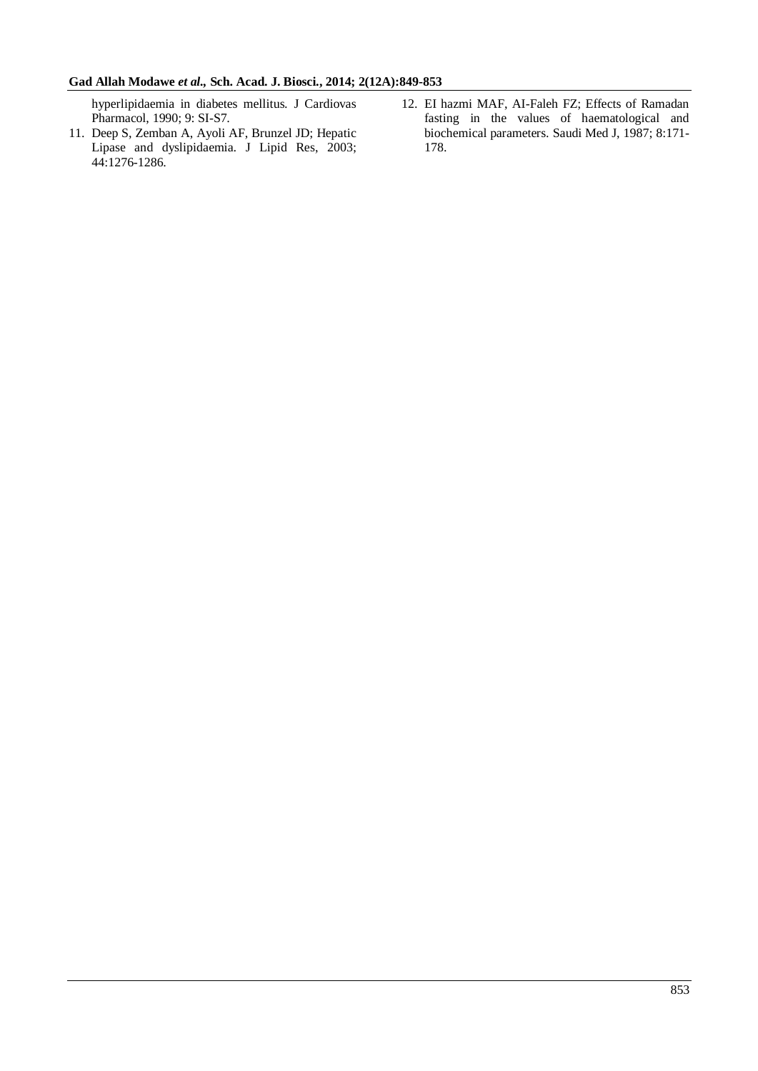hyperlipidaemia in diabetes mellitus. J Cardiovas Pharmacol, 1990; 9: SI-S7.

11. Deep S, Zemban A, Ayoli AF, Brunzel JD; Hepatic Lipase and dyslipidaemia. J Lipid Res, 2003; 44:1276-1286.
12. EI hazmi MAF, AI-Faleh FZ; Effects of Ramadan fasting in the values of haematological and biochemical parameters. Saudi Med J, 1987; 8:171-178.